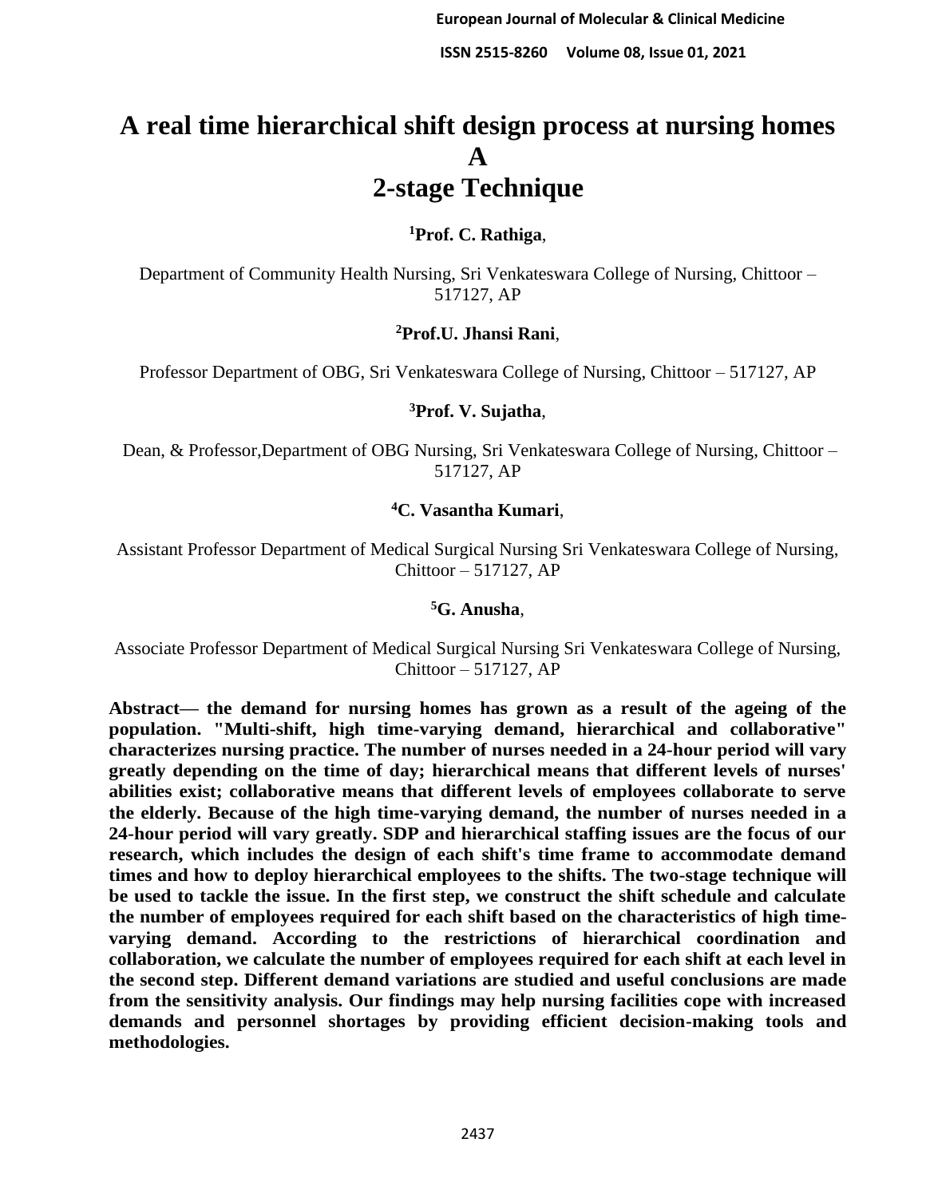# A real time hierarchical shift design process at nursing homes A 2-stage Technique

**[1]Prof. C. Rathiga**,

Department of Community Health Nursing, Sri Venkateswara College of Nursing, Chittoor – 517127, AP

**[2]Prof.U. Jhansi Rani**,

Professor Department of OBG, Sri Venkateswara College of Nursing, Chittoor – 517127, AP

**[3]Prof. V. Sujatha**,

Dean, & Professor,Department of OBG Nursing, Sri Venkateswara College of Nursing, Chittoor – 517127, AP

**[4]C. Vasantha Kumari**,

Assistant Professor Department of Medical Surgical Nursing Sri Venkateswara College of Nursing, Chittoor – 517127, AP

**[5]G. Anusha**,

Associate Professor Department of Medical Surgical Nursing Sri Venkateswara College of Nursing, Chittoor – 517127, AP

**Abstract— the demand for nursing homes has grown as a result of the ageing of the population. "Multi-shift, high time-varying demand, hierarchical and collaborative" characterizes nursing practice. The number of nurses needed in a 24-hour period will vary greatly depending on the time of day; hierarchical means that different levels of nurses' abilities exist; collaborative means that different levels of employees collaborate to serve the elderly. Because of the high time-varying demand, the number of nurses needed in a 24-hour period will vary greatly. SDP and hierarchical staffing issues are the focus of our research, which includes the design of each shift's time frame to accommodate demand times and how to deploy hierarchical employees to the shifts. The two-stage technique will be used to tackle the issue. In the first step, we construct the shift schedule and calculate the number of employees required for each shift based on the characteristics of high time-varying demand. According to the restrictions of hierarchical coordination and collaboration, we calculate the number of employees required for each shift at each level in the second step. Different demand variations are studied and useful conclusions are made from the sensitivity analysis. Our findings may help nursing facilities cope with increased demands and personnel shortages by providing efficient decision-making tools and methodologies.**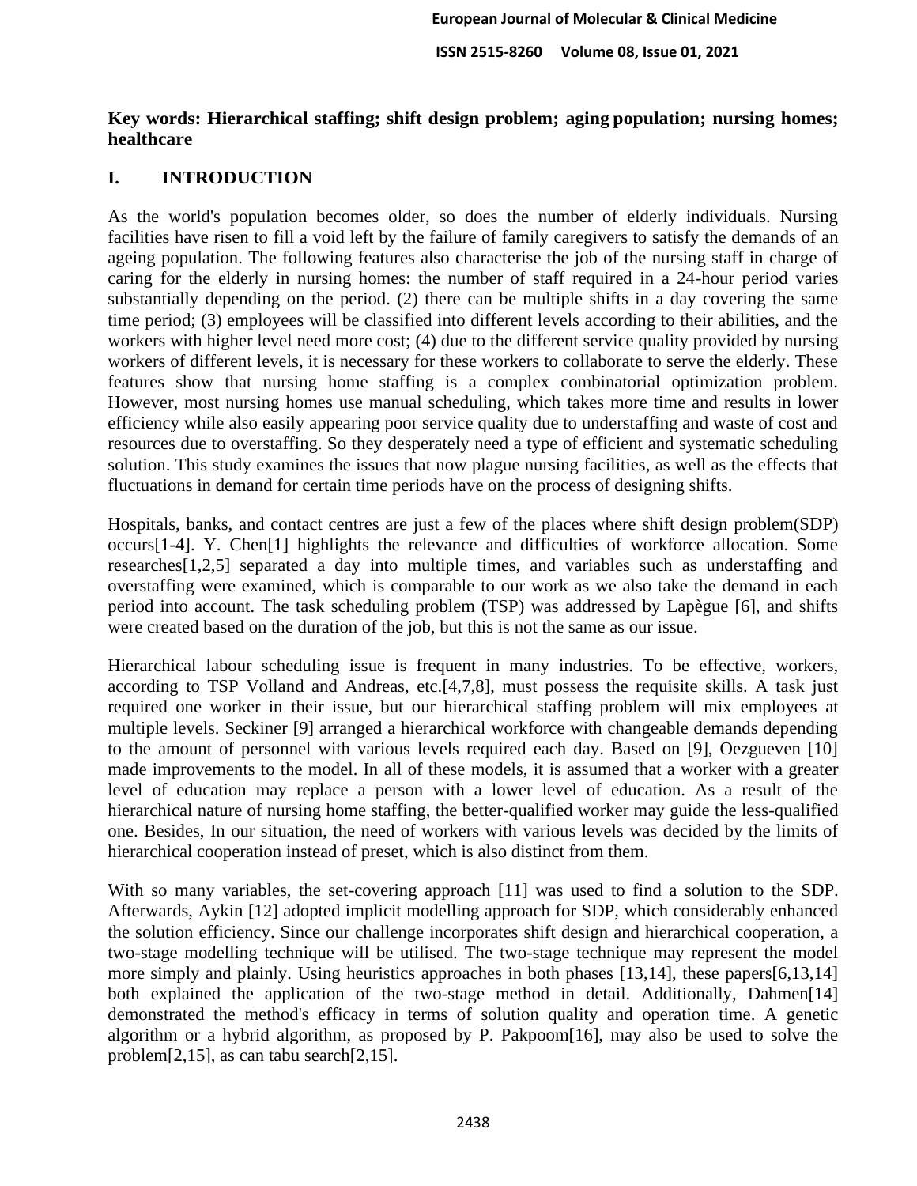**Key words: Hierarchical staffing; shift design problem; aging population; nursing homes; healthcare**

## I. INTRODUCTION

As the world's population becomes older, so does the number of elderly individuals. Nursing facilities have risen to fill a void left by the failure of family caregivers to satisfy the demands of an ageing population. The following features also characterise the job of the nursing staff in charge of caring for the elderly in nursing homes: the number of staff required in a 24-hour period varies substantially depending on the period. (2) there can be multiple shifts in a day covering the same time period; (3) employees will be classified into different levels according to their abilities, and the workers with higher level need more cost; (4) due to the different service quality provided by nursing workers of different levels, it is necessary for these workers to collaborate to serve the elderly. These features show that nursing home staffing is a complex combinatorial optimization problem. However, most nursing homes use manual scheduling, which takes more time and results in lower efficiency while also easily appearing poor service quality due to understaffing and waste of cost and resources due to overstaffing. So they desperately need a type of efficient and systematic scheduling solution. This study examines the issues that now plague nursing facilities, as well as the effects that fluctuations in demand for certain time periods have on the process of designing shifts.

Hospitals, banks, and contact centres are just a few of the places where shift design problem(SDP) occurs[1-4]. Y. Chen[1] highlights the relevance and difficulties of workforce allocation. Some researches[1,2,5] separated a day into multiple times, and variables such as understaffing and overstaffing were examined, which is comparable to our work as we also take the demand in each period into account. The task scheduling problem (TSP) was addressed by Lapègue [6], and shifts were created based on the duration of the job, but this is not the same as our issue.

Hierarchical labour scheduling issue is frequent in many industries. To be effective, workers, according to TSP Volland and Andreas, etc.[4,7,8], must possess the requisite skills. A task just required one worker in their issue, but our hierarchical staffing problem will mix employees at multiple levels. Seckiner [9] arranged a hierarchical workforce with changeable demands depending to the amount of personnel with various levels required each day. Based on [9], Oezgueven [10] made improvements to the model. In all of these models, it is assumed that a worker with a greater level of education may replace a person with a lower level of education. As a result of the hierarchical nature of nursing home staffing, the better-qualified worker may guide the less-qualified one. Besides, In our situation, the need of workers with various levels was decided by the limits of hierarchical cooperation instead of preset, which is also distinct from them.

With so many variables, the set-covering approach [11] was used to find a solution to the SDP. Afterwards, Aykin [12] adopted implicit modelling approach for SDP, which considerably enhanced the solution efficiency. Since our challenge incorporates shift design and hierarchical cooperation, a two-stage modelling technique will be utilised. The two-stage technique may represent the model more simply and plainly. Using heuristics approaches in both phases [13,14], these papers[6,13,14] both explained the application of the two-stage method in detail. Additionally, Dahmen[14] demonstrated the method's efficacy in terms of solution quality and operation time. A genetic algorithm or a hybrid algorithm, as proposed by P. Pakpoom[16], may also be used to solve the problem[2,15], as can tabu search[2,15].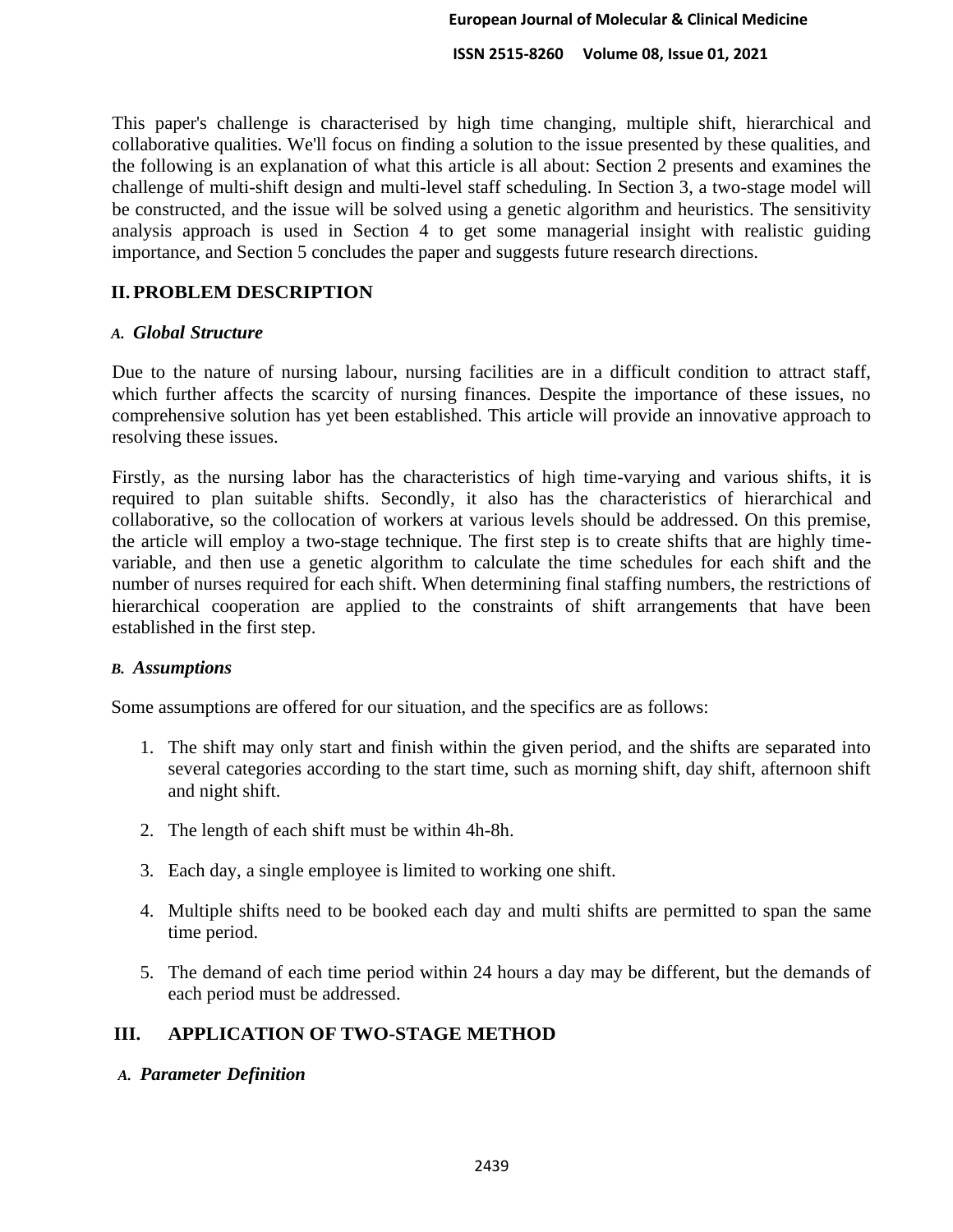This paper's challenge is characterised by high time changing, multiple shift, hierarchical and collaborative qualities. We'll focus on finding a solution to the issue presented by these qualities, and the following is an explanation of what this article is all about: Section 2 presents and examines the challenge of multi-shift design and multi-level staff scheduling. In Section 3, a two-stage model will be constructed, and the issue will be solved using a genetic algorithm and heuristics. The sensitivity analysis approach is used in Section 4 to get some managerial insight with realistic guiding importance, and Section 5 concludes the paper and suggests future research directions.

## II. PROBLEM DESCRIPTION

### *A. Global Structure*

Due to the nature of nursing labour, nursing facilities are in a difficult condition to attract staff, which further affects the scarcity of nursing finances. Despite the importance of these issues, no comprehensive solution has yet been established. This article will provide an innovative approach to resolving these issues.

Firstly, as the nursing labor has the characteristics of high time-varying and various shifts, it is required to plan suitable shifts. Secondly, it also has the characteristics of hierarchical and collaborative, so the collocation of workers at various levels should be addressed. On this premise, the article will employ a two-stage technique. The first step is to create shifts that are highly time-variable, and then use a genetic algorithm to calculate the time schedules for each shift and the number of nurses required for each shift. When determining final staffing numbers, the restrictions of hierarchical cooperation are applied to the constraints of shift arrangements that have been established in the first step.

### *B. Assumptions*

Some assumptions are offered for our situation, and the specifics are as follows:

1. The shift may only start and finish within the given period, and the shifts are separated into several categories according to the start time, such as morning shift, day shift, afternoon shift and night shift.
2. The length of each shift must be within 4h-8h.
3. Each day, a single employee is limited to working one shift.
4. Multiple shifts need to be booked each day and multi shifts are permitted to span the same time period.
5. The demand of each time period within 24 hours a day may be different, but the demands of each period must be addressed.

## III. APPLICATION OF TWO-STAGE METHOD

### *A. Parameter Definition*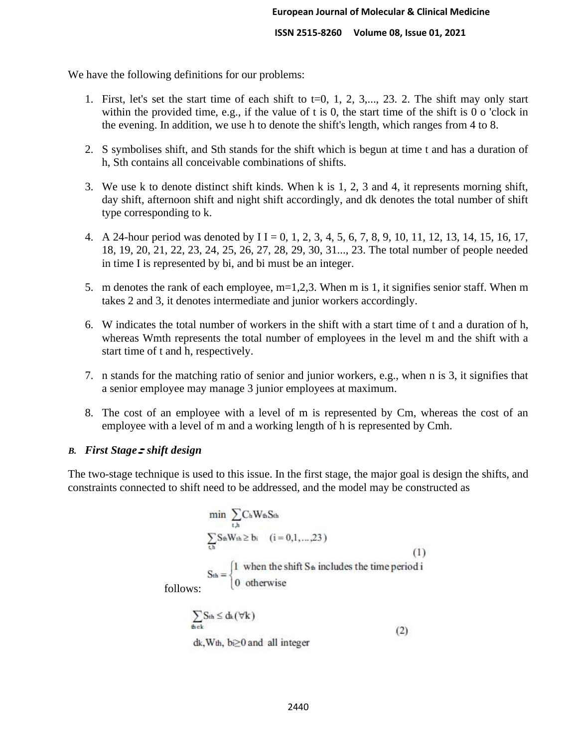We have the following definitions for our problems:

1. First, let's set the start time of each shift to t=0, 1, 2, 3,..., 23. 2. The shift may only start within the provided time, e.g., if the value of t is 0, the start time of the shift is 0 o 'clock in the evening. In addition, we use h to denote the shift's length, which ranges from 4 to 8.

2. S symbolises shift, and Sth stands for the shift which is begun at time t and has a duration of h, Sth contains all conceivable combinations of shifts.

3. We use k to denote distinct shift kinds. When k is 1, 2, 3 and 4, it represents morning shift, day shift, afternoon shift and night shift accordingly, and dk denotes the total number of shift type corresponding to k.

4. A 24-hour period was denoted by I I = 0, 1, 2, 3, 4, 5, 6, 7, 8, 9, 10, 11, 12, 13, 14, 15, 16, 17, 18, 19, 20, 21, 22, 23, 24, 25, 26, 27, 28, 29, 30, 31..., 23. The total number of people needed in time I is represented by bi, and bi must be an integer.

5. m denotes the rank of each employee, m=1,2,3. When m is 1, it signifies senior staff. When m takes 2 and 3, it denotes intermediate and junior workers accordingly.

6. W indicates the total number of workers in the shift with a start time of t and a duration of h, whereas Wmth represents the total number of employees in the level m and the shift with a start time of t and h, respectively.

7. n stands for the matching ratio of senior and junior workers, e.g., when n is 3, it signifies that a senior employee may manage 3 junior employees at maximum.

8. The cost of an employee with a level of m is represented by Cm, whereas the cost of an employee with a level of m and a working length of h is represented by Cmh.

### *B. First Stage: shift design*

The two-stage technique is used to this issue. In the first stage, the major goal is design the shifts, and constraints connected to shift need to be addressed, and the model may be constructed as follows:

$$
\min \sum_{t,h} C_h W_{th} S_{th}
$$

$$
\sum_{t,h} S_{th} W_{th} \geq b_i \quad (i = 0,1,\ldots,23) \tag{1}
$$

$$
S_{th} = \begin{cases} 1 & \text{when the shift } S_{th} \text{ includes the time period i} \\ 0 & \text{otherwise} \end{cases}
$$

$$
\sum_{th \in k} S_{th} \leq d_k (\forall k) \tag{2}
$$

$$
d_k, W_{th}, b \geq 0 \text{ and all integer}
$$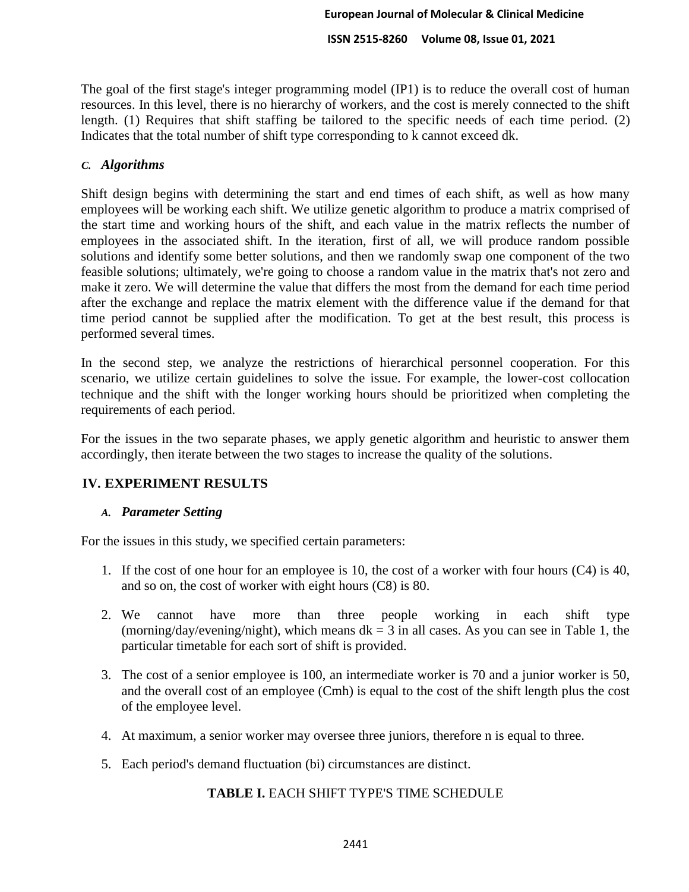The goal of the first stage's integer programming model (IP1) is to reduce the overall cost of human resources. In this level, there is no hierarchy of workers, and the cost is merely connected to the shift length. (1) Requires that shift staffing be tailored to the specific needs of each time period. (2) Indicates that the total number of shift type corresponding to k cannot exceed dk.

### *C. Algorithms*

Shift design begins with determining the start and end times of each shift, as well as how many employees will be working each shift. We utilize genetic algorithm to produce a matrix comprised of the start time and working hours of the shift, and each value in the matrix reflects the number of employees in the associated shift. In the iteration, first of all, we will produce random possible solutions and identify some better solutions, and then we randomly swap one component of the two feasible solutions; ultimately, we're going to choose a random value in the matrix that's not zero and make it zero. We will determine the value that differs the most from the demand for each time period after the exchange and replace the matrix element with the difference value if the demand for that time period cannot be supplied after the modification. To get at the best result, this process is performed several times.

In the second step, we analyze the restrictions of hierarchical personnel cooperation. For this scenario, we utilize certain guidelines to solve the issue. For example, the lower-cost collocation technique and the shift with the longer working hours should be prioritized when completing the requirements of each period.

For the issues in the two separate phases, we apply genetic algorithm and heuristic to answer them accordingly, then iterate between the two stages to increase the quality of the solutions.

## IV. EXPERIMENT RESULTS

### *A. Parameter Setting*

For the issues in this study, we specified certain parameters:

1. If the cost of one hour for an employee is 10, the cost of a worker with four hours (C4) is 40, and so on, the cost of worker with eight hours (C8) is 80.
2. We cannot have more than three people working in each shift type (morning/day/evening/night), which means dk = 3 in all cases. As you can see in Table 1, the particular timetable for each sort of shift is provided.
3. The cost of a senior employee is 100, an intermediate worker is 70 and a junior worker is 50, and the overall cost of an employee (Cmh) is equal to the cost of the shift length plus the cost of the employee level.
4. At maximum, a senior worker may oversee three juniors, therefore n is equal to three.
5. Each period's demand fluctuation (bi) circumstances are distinct.

**TABLE I.** EACH SHIFT TYPE'S TIME SCHEDULE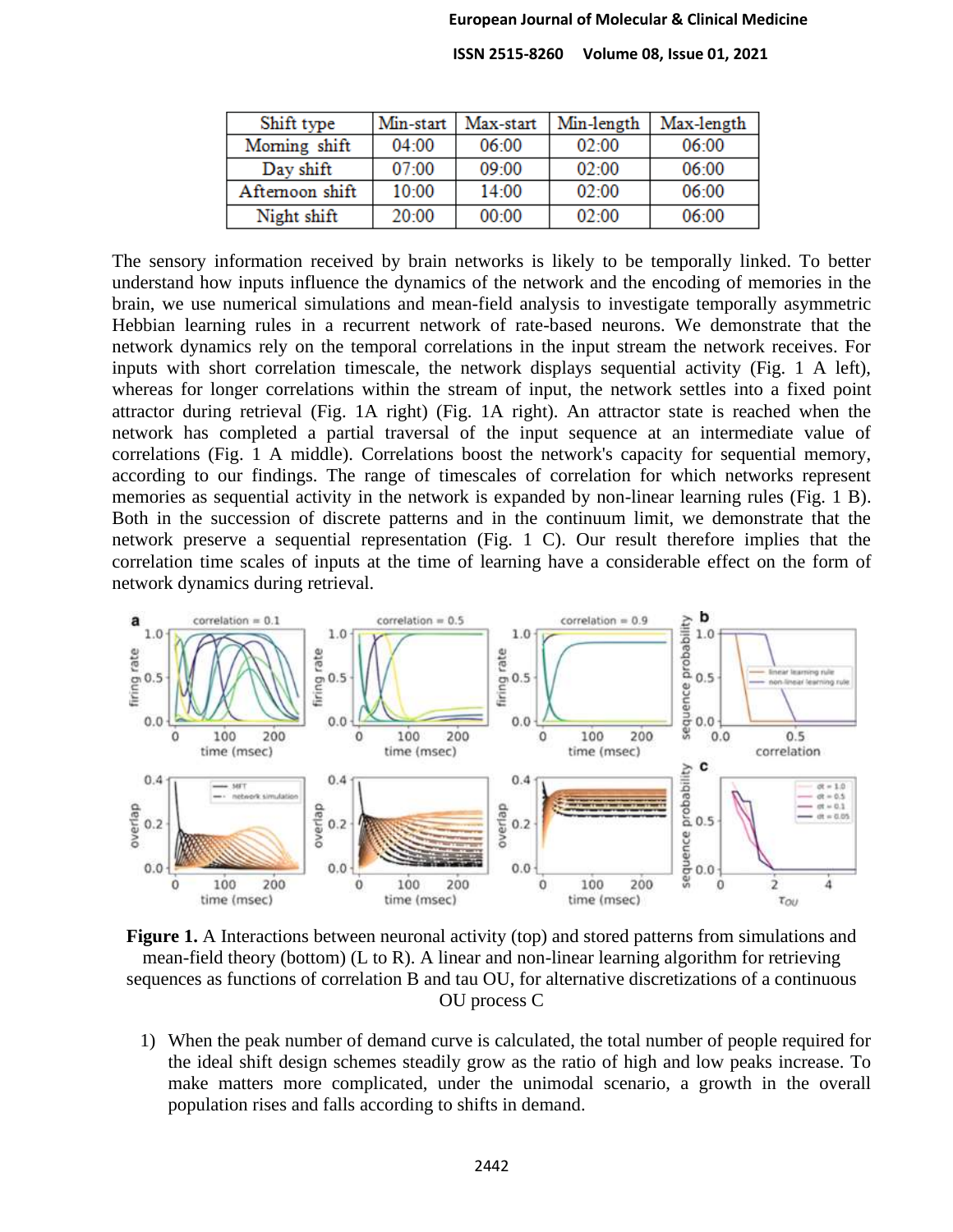| Shift type | Min-start | Max-start | Min-length | Max-length |
|---|---|---|---|---|
| Morning shift | 04:00 | 06:00 | 02:00 | 06:00 |
| Day shift | 07:00 | 09:00 | 02:00 | 06:00 |
| Afternoon shift | 10:00 | 14:00 | 02:00 | 06:00 |
| Night shift | 20:00 | 00:00 | 02:00 | 06:00 |

The sensory information received by brain networks is likely to be temporally linked. To better understand how inputs influence the dynamics of the network and the encoding of memories in the brain, we use numerical simulations and mean-field analysis to investigate temporally asymmetric Hebbian learning rules in a recurrent network of rate-based neurons. We demonstrate that the network dynamics rely on the temporal correlations in the input stream the network receives. For inputs with short correlation timescale, the network displays sequential activity (Fig. 1 A left), whereas for longer correlations within the stream of input, the network settles into a fixed point attractor during retrieval (Fig. 1A right) (Fig. 1A right). An attractor state is reached when the network has completed a partial traversal of the input sequence at an intermediate value of correlations (Fig. 1 A middle). Correlations boost the network's capacity for sequential memory, according to our findings. The range of timescales of correlation for which networks represent memories as sequential activity in the network is expanded by non-linear learning rules (Fig. 1 B). Both in the succession of discrete patterns and in the continuum limit, we demonstrate that the network preserve a sequential representation (Fig. 1 C). Our result therefore implies that the correlation time scales of inputs at the time of learning have a considerable effect on the form of network dynamics during retrieval.

**Figure 1.** A Interactions between neuronal activity (top) and stored patterns from simulations and mean-field theory (bottom) (L to R). A linear and non-linear learning algorithm for retrieving sequences as functions of correlation B and tau OU, for alternative discretizations of a continuous OU process C

1) When the peak number of demand curve is calculated, the total number of people required for the ideal shift design schemes steadily grow as the ratio of high and low peaks increase. To make matters more complicated, under the unimodal scenario, a growth in the overall population rises and falls according to shifts in demand.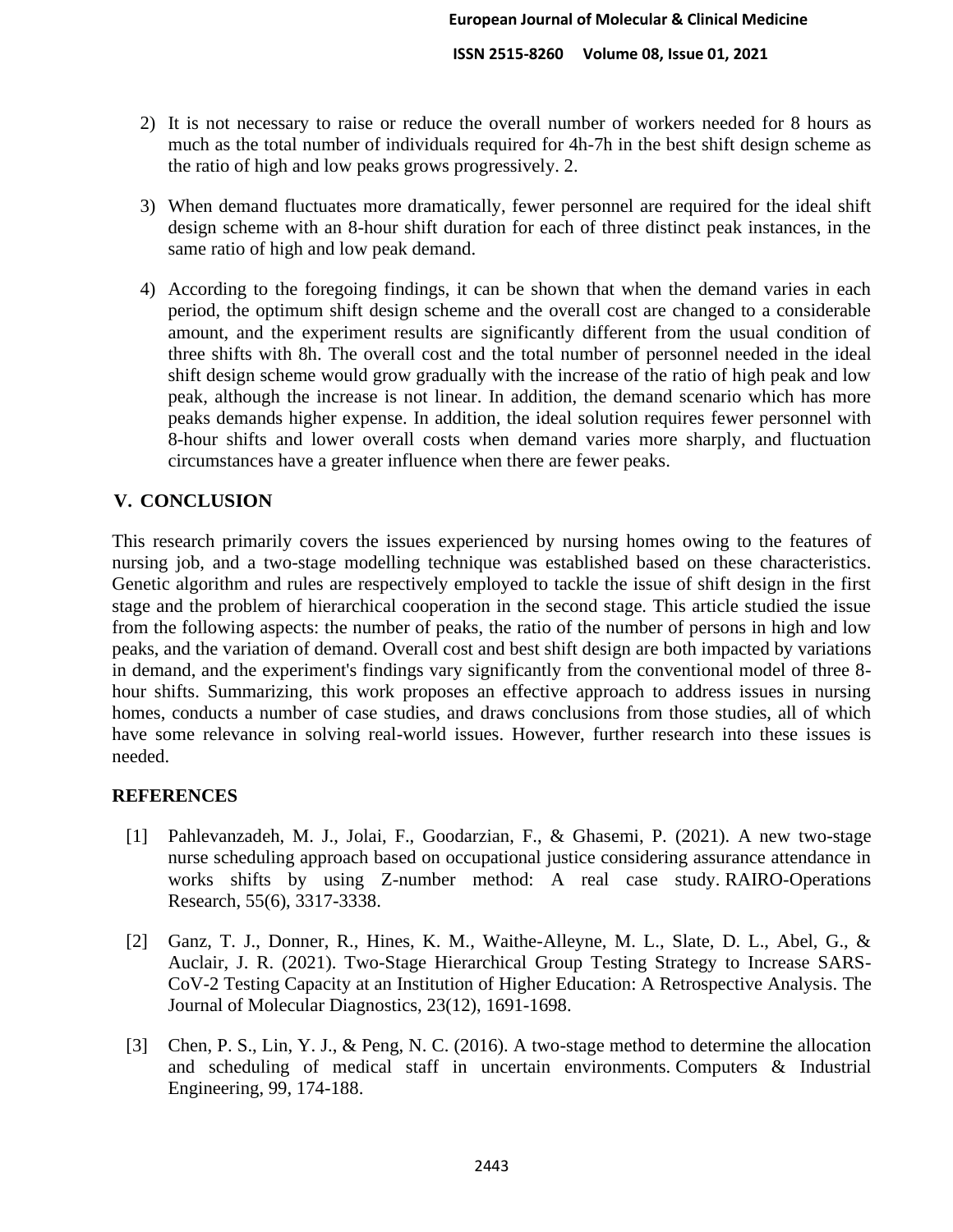2) It is not necessary to raise or reduce the overall number of workers needed for 8 hours as much as the total number of individuals required for 4h-7h in the best shift design scheme as the ratio of high and low peaks grows progressively. 2.

3) When demand fluctuates more dramatically, fewer personnel are required for the ideal shift design scheme with an 8-hour shift duration for each of three distinct peak instances, in the same ratio of high and low peak demand.

4) According to the foregoing findings, it can be shown that when the demand varies in each period, the optimum shift design scheme and the overall cost are changed to a considerable amount, and the experiment results are significantly different from the usual condition of three shifts with 8h. The overall cost and the total number of personnel needed in the ideal shift design scheme would grow gradually with the increase of the ratio of high peak and low peak, although the increase is not linear. In addition, the demand scenario which has more peaks demands higher expense. In addition, the ideal solution requires fewer personnel with 8-hour shifts and lower overall costs when demand varies more sharply, and fluctuation circumstances have a greater influence when there are fewer peaks.

## V. CONCLUSION

This research primarily covers the issues experienced by nursing homes owing to the features of nursing job, and a two-stage modelling technique was established based on these characteristics. Genetic algorithm and rules are respectively employed to tackle the issue of shift design in the first stage and the problem of hierarchical cooperation in the second stage. This article studied the issue from the following aspects: the number of peaks, the ratio of the number of persons in high and low peaks, and the variation of demand. Overall cost and best shift design are both impacted by variations in demand, and the experiment's findings vary significantly from the conventional model of three 8-hour shifts. Summarizing, this work proposes an effective approach to address issues in nursing homes, conducts a number of case studies, and draws conclusions from those studies, all of which have some relevance in solving real-world issues. However, further research into these issues is needed.

## REFERENCES

[1] Pahlevanzadeh, M. J., Jolai, F., Goodarzian, F., & Ghasemi, P. (2021). A new two-stage nurse scheduling approach based on occupational justice considering assurance attendance in works shifts by using Z-number method: A real case study. RAIRO-Operations Research, 55(6), 3317-3338.

[2] Ganz, T. J., Donner, R., Hines, K. M., Waithe-Alleyne, M. L., Slate, D. L., Abel, G., & Auclair, J. R. (2021). Two-Stage Hierarchical Group Testing Strategy to Increase SARS-CoV-2 Testing Capacity at an Institution of Higher Education: A Retrospective Analysis. The Journal of Molecular Diagnostics, 23(12), 1691-1698.

[3] Chen, P. S., Lin, Y. J., & Peng, N. C. (2016). A two-stage method to determine the allocation and scheduling of medical staff in uncertain environments. Computers & Industrial Engineering, 99, 174-188.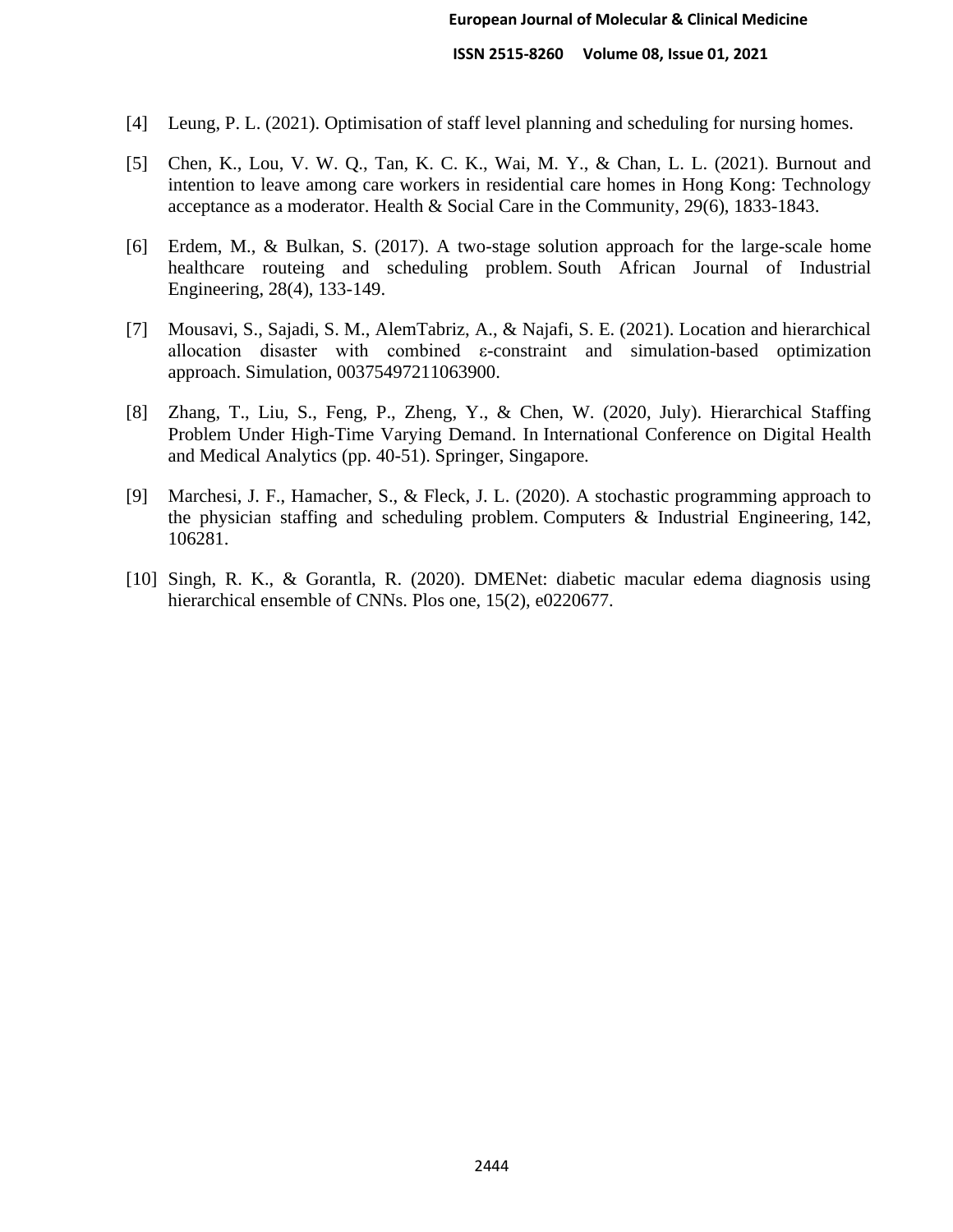[4] Leung, P. L. (2021). Optimisation of staff level planning and scheduling for nursing homes.

[5] Chen, K., Lou, V. W. Q., Tan, K. C. K., Wai, M. Y., & Chan, L. L. (2021). Burnout and intention to leave among care workers in residential care homes in Hong Kong: Technology acceptance as a moderator. Health & Social Care in the Community, 29(6), 1833-1843.

[6] Erdem, M., & Bulkan, S. (2017). A two-stage solution approach for the large-scale home healthcare routeing and scheduling problem. South African Journal of Industrial Engineering, 28(4), 133-149.

[7] Mousavi, S., Sajadi, S. M., AlemTabriz, A., & Najafi, S. E. (2021). Location and hierarchical allocation disaster with combined ε-constraint and simulation-based optimization approach. Simulation, 00375497211063900.

[8] Zhang, T., Liu, S., Feng, P., Zheng, Y., & Chen, W. (2020, July). Hierarchical Staffing Problem Under High-Time Varying Demand. In International Conference on Digital Health and Medical Analytics (pp. 40-51). Springer, Singapore.

[9] Marchesi, J. F., Hamacher, S., & Fleck, J. L. (2020). A stochastic programming approach to the physician staffing and scheduling problem. Computers & Industrial Engineering, 142, 106281.

[10] Singh, R. K., & Gorantla, R. (2020). DMENet: diabetic macular edema diagnosis using hierarchical ensemble of CNNs. Plos one, 15(2), e0220677.